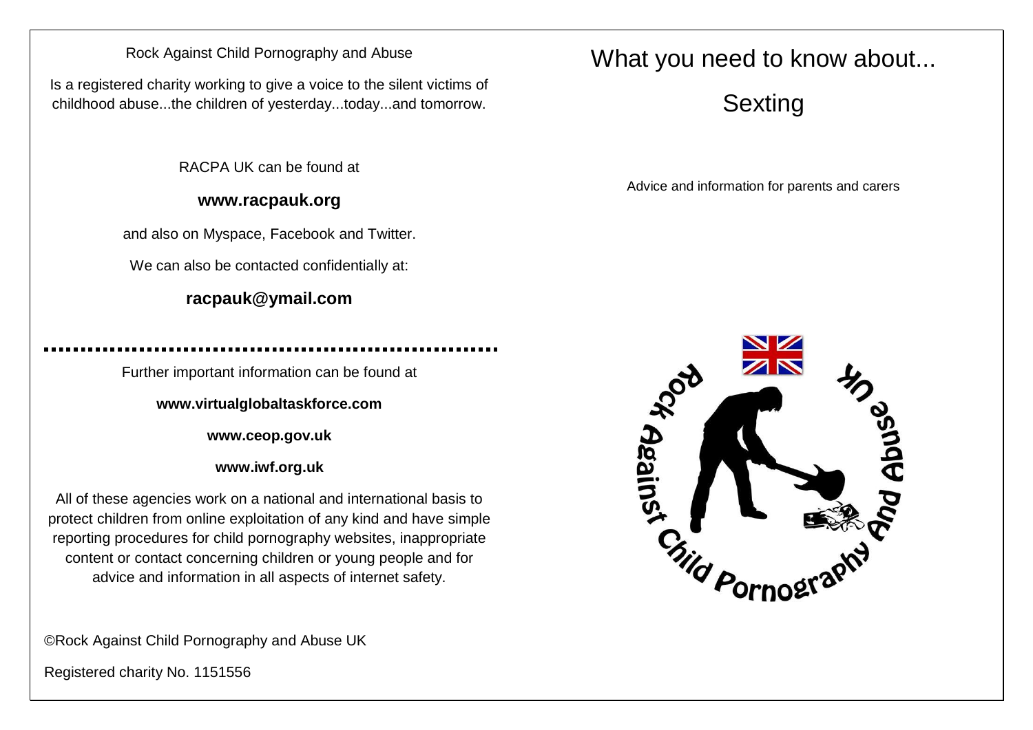Rock Against Child Pornography and Abuse

Is a registered charity working to give a voice to the silent victims of childhood abuse...the children of yesterday...today...and tomorrow.

RACPA UK can be found at

**www.racpauk.org**

and also on Myspace, Facebook and Twitter.

We can also be contacted confidentially at:

**racpauk@ymail.com**

---

Further important information can be found at

**www.virtualglobaltaskforce.com**

**www.ceop.gov.uk**

**www.iwf.org.uk**

All of these agencies work on a national and international basis to protect children from online exploitation of any kind and have simple reporting procedures for child pornography websites, inappropriate content or contact concerning children or young people and for advice and information in all aspects of internet safety.

©Rock Against Child Pornography and Abuse UK

Registered charity No. 1151556

# What you need to know about...

# Sexting

Advice and information for parents and carers

Rock Against Child Pornography And Abuse UK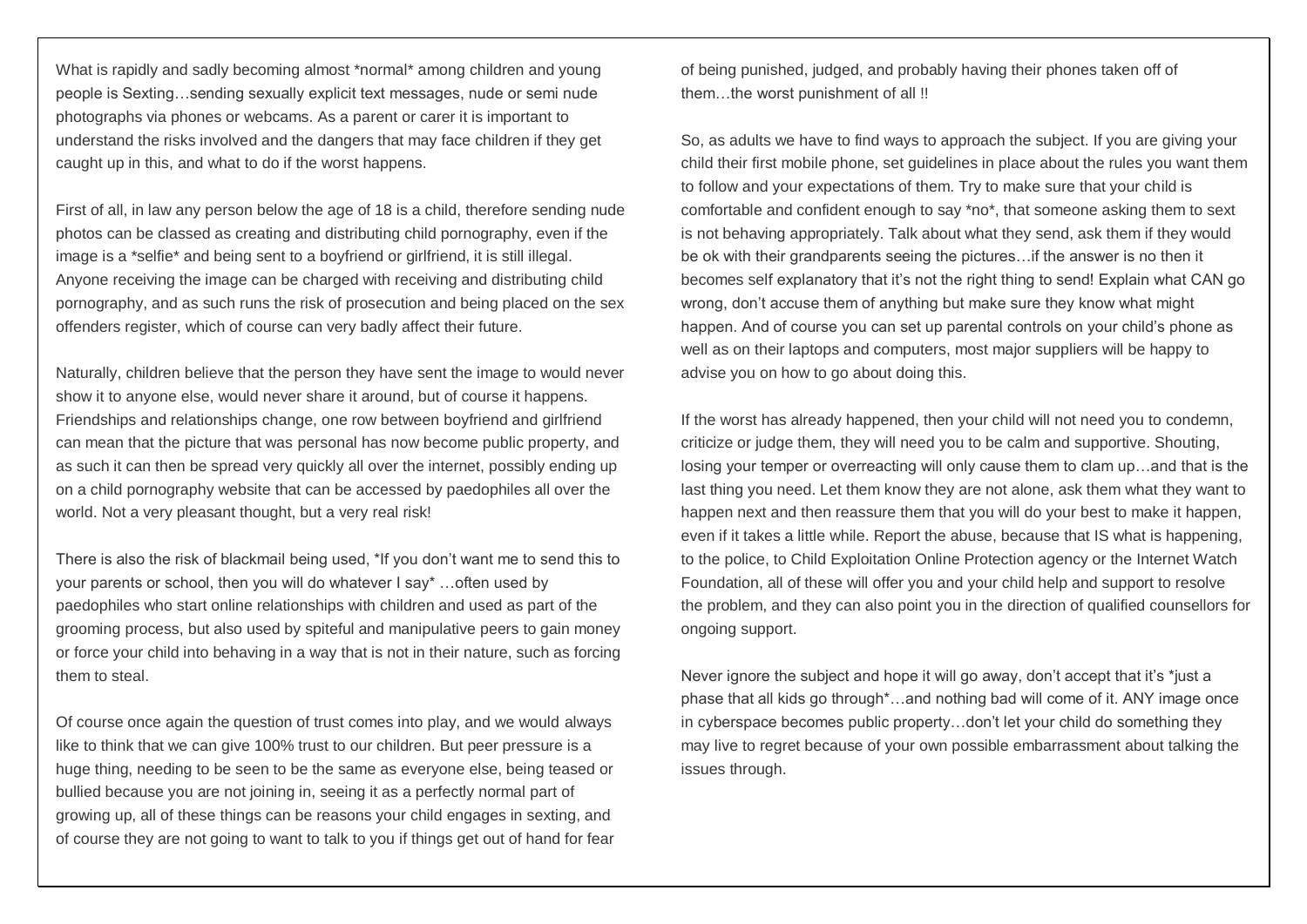What is rapidly and sadly becoming almost *normal* among children and young people is Sexting…sending sexually explicit text messages, nude or semi nude photographs via phones or webcams. As a parent or carer it is important to understand the risks involved and the dangers that may face children if they get caught up in this, and what to do if the worst happens.

First of all, in law any person below the age of 18 is a child, therefore sending nude photos can be classed as creating and distributing child pornography, even if the image is a *selfie* and being sent to a boyfriend or girlfriend, it is still illegal. Anyone receiving the image can be charged with receiving and distributing child pornography, and as such runs the risk of prosecution and being placed on the sex offenders register, which of course can very badly affect their future.

Naturally, children believe that the person they have sent the image to would never show it to anyone else, would never share it around, but of course it happens. Friendships and relationships change, one row between boyfriend and girlfriend can mean that the picture that was personal has now become public property, and as such it can then be spread very quickly all over the internet, possibly ending up on a child pornography website that can be accessed by paedophiles all over the world. Not a very pleasant thought, but a very real risk!

There is also the risk of blackmail being used, *If you don't want me to send this to your parents or school, then you will do whatever I say* …often used by paedophiles who start online relationships with children and used as part of the grooming process, but also used by spiteful and manipulative peers to gain money or force your child into behaving in a way that is not in their nature, such as forcing them to steal.

Of course once again the question of trust comes into play, and we would always like to think that we can give 100% trust to our children. But peer pressure is a huge thing, needing to be seen to be the same as everyone else, being teased or bullied because you are not joining in, seeing it as a perfectly normal part of growing up, all of these things can be reasons your child engages in sexting, and of course they are not going to want to talk to you if things get out of hand for fear of being punished, judged, and probably having their phones taken off of them…the worst punishment of all !!

So, as adults we have to find ways to approach the subject. If you are giving your child their first mobile phone, set guidelines in place about the rules you want them to follow and your expectations of them. Try to make sure that your child is comfortable and confident enough to say *no*, that someone asking them to sext is not behaving appropriately. Talk about what they send, ask them if they would be ok with their grandparents seeing the pictures…if the answer is no then it becomes self explanatory that it's not the right thing to send! Explain what CAN go wrong, don't accuse them of anything but make sure they know what might happen. And of course you can set up parental controls on your child's phone as well as on their laptops and computers, most major suppliers will be happy to advise you on how to go about doing this.

If the worst has already happened, then your child will not need you to condemn, criticize or judge them, they will need you to be calm and supportive. Shouting, losing your temper or overreacting will only cause them to clam up…and that is the last thing you need. Let them know they are not alone, ask them what they want to happen next and then reassure them that you will do your best to make it happen, even if it takes a little while. Report the abuse, because that IS what is happening, to the police, to Child Exploitation Online Protection agency or the Internet Watch Foundation, all of these will offer you and your child help and support to resolve the problem, and they can also point you in the direction of qualified counsellors for ongoing support.

Never ignore the subject and hope it will go away, don't accept that it's *just a phase that all kids go through*…and nothing bad will come of it. ANY image once in cyberspace becomes public property…don't let your child do something they may live to regret because of your own possible embarrassment about talking the issues through.